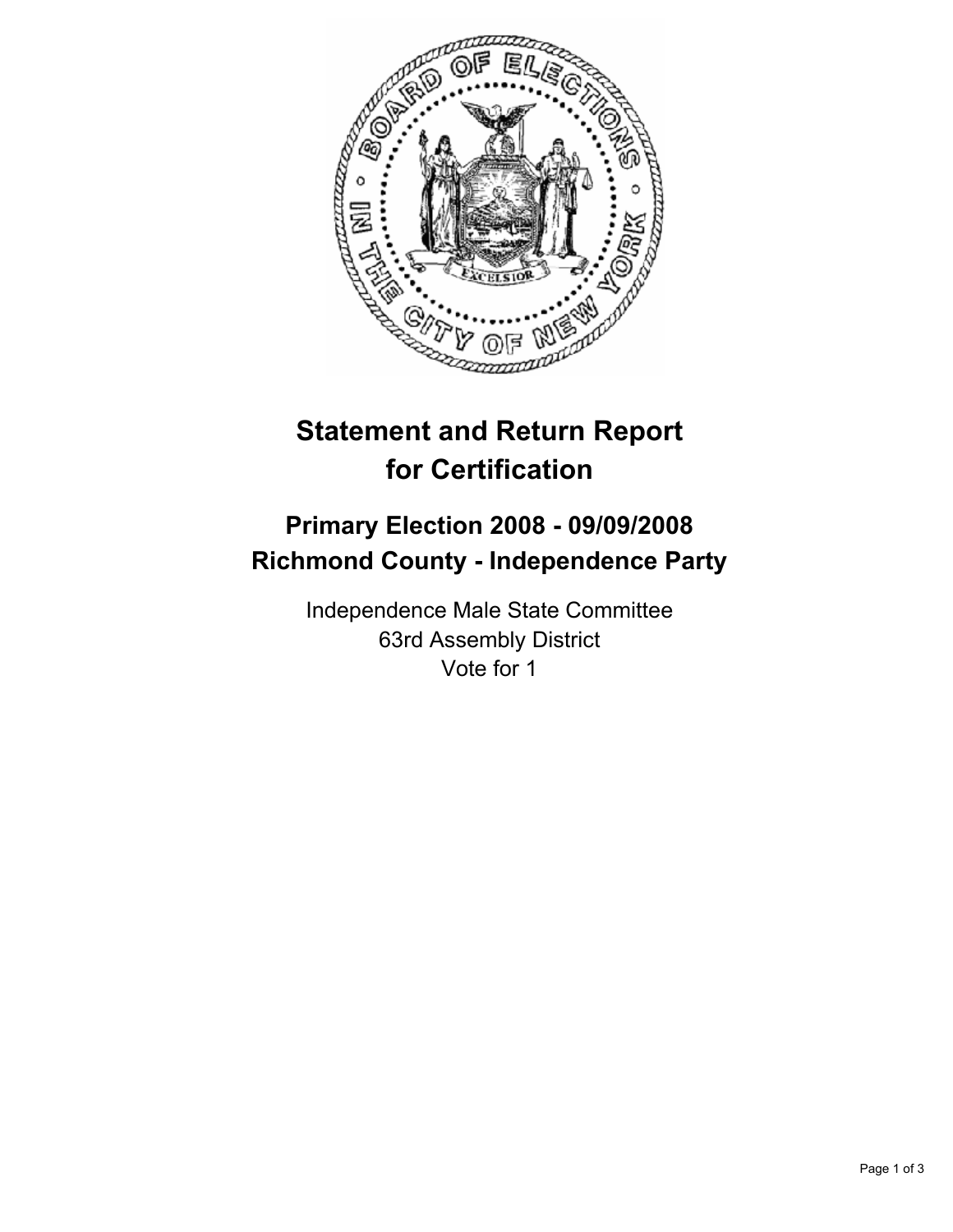# Statement and Return Report for Certification

## Primary Election 2008 - 09/09/2008
## Richmond County - Independence Party

Independence Male State Committee
63rd Assembly District
Vote for 1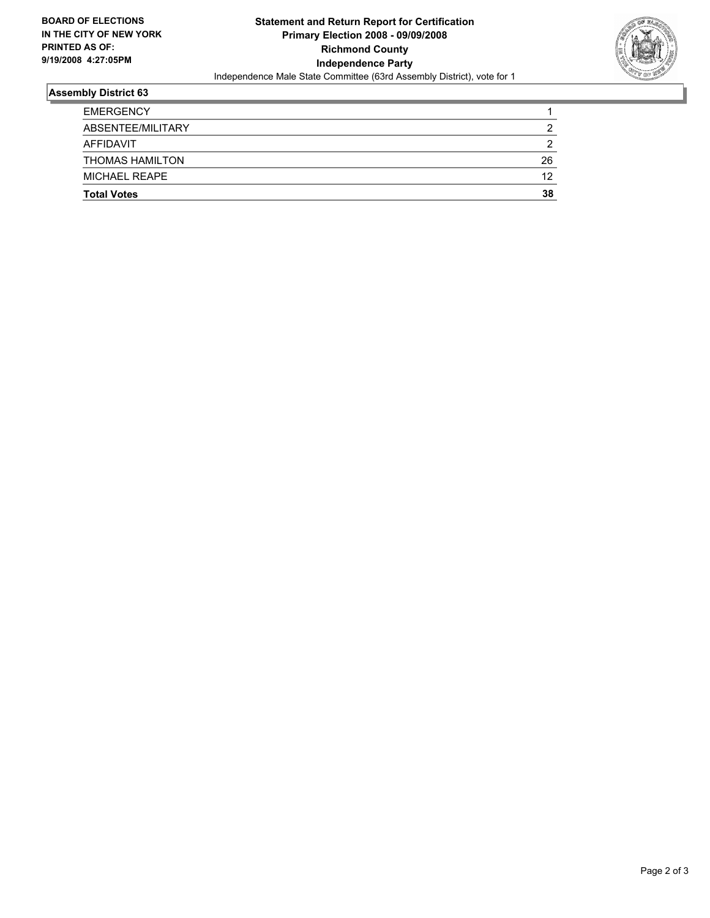**BOARD OF ELECTIONS IN THE CITY OF NEW YORK**
**PRINTED AS OF: 9/19/2008 4:27:05PM**

**Statement and Return Report for Certification**
**Primary Election 2008 - 09/09/2008**
**Richmond County**
**Independence Party**
Independence Male State Committee (63rd Assembly District), vote for 1

### Assembly District 63

| | |
|---|---|
| EMERGENCY | 1 |
| ABSENTEE/MILITARY | 2 |
| AFFIDAVIT | 2 |
| THOMAS HAMILTON | 26 |
| MICHAEL REAPE | 12 |
| **Total Votes** | **38** |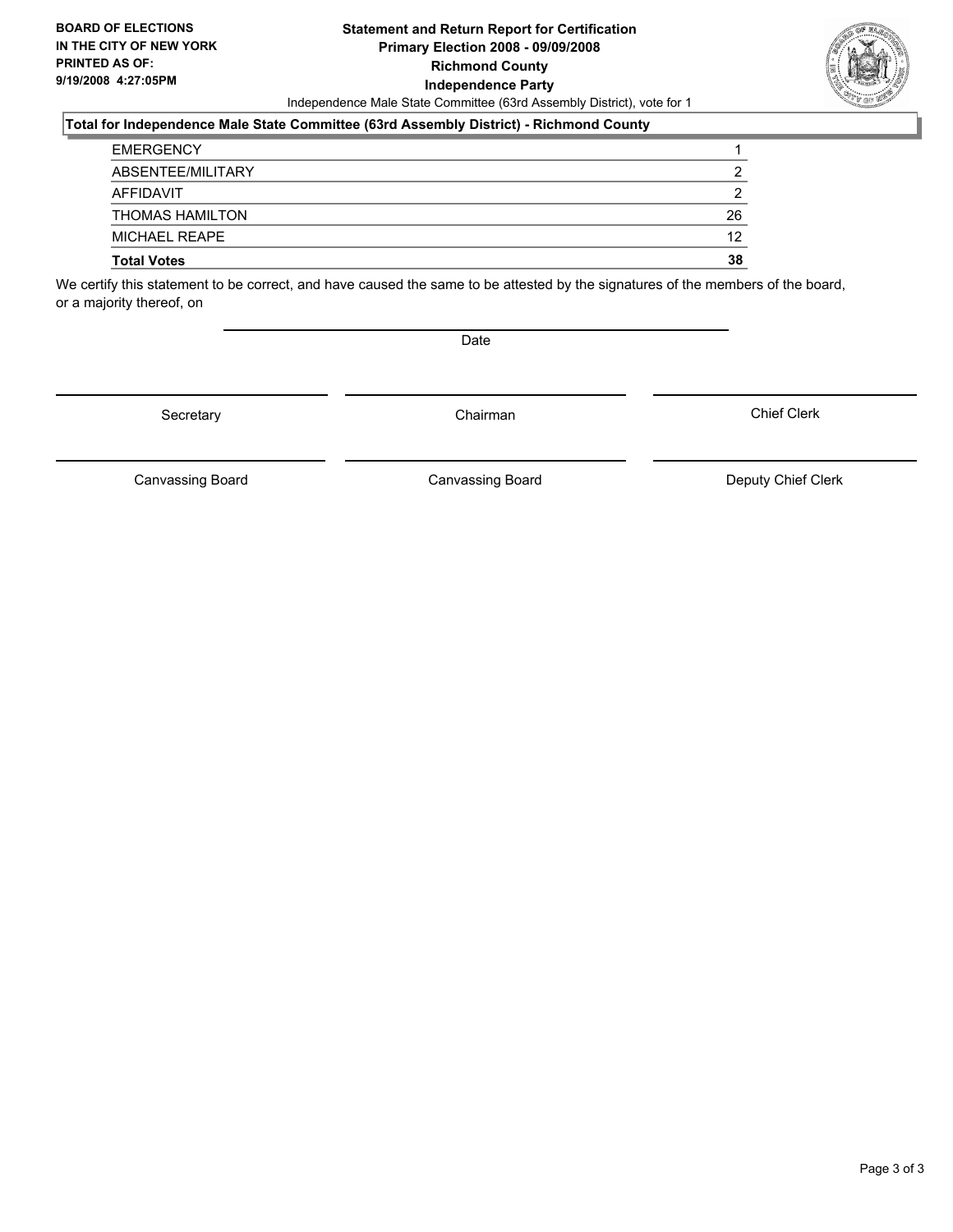**BOARD OF ELECTIONS IN THE CITY OF NEW YORK PRINTED AS OF: 9/19/2008 4:27:05PM**

**Statement and Return Report for Certification**
**Primary Election 2008 - 09/09/2008**
**Richmond County**
**Independence Party**

Independence Male State Committee (63rd Assembly District), vote for 1

**Total for Independence Male State Committee (63rd Assembly District) - Richmond County**

| | |
|---|---|
| EMERGENCY | 1 |
| ABSENTEE/MILITARY | 2 |
| AFFIDAVIT | 2 |
| THOMAS HAMILTON | 26 |
| MICHAEL REAPE | 12 |
| **Total Votes** | **38** |

We certify this statement to be correct, and have caused the same to be attested by the signatures of the members of the board, or a majority thereof, on

Date

Secretary

Chairman

Chief Clerk

Canvassing Board

Canvassing Board

Deputy Chief Clerk